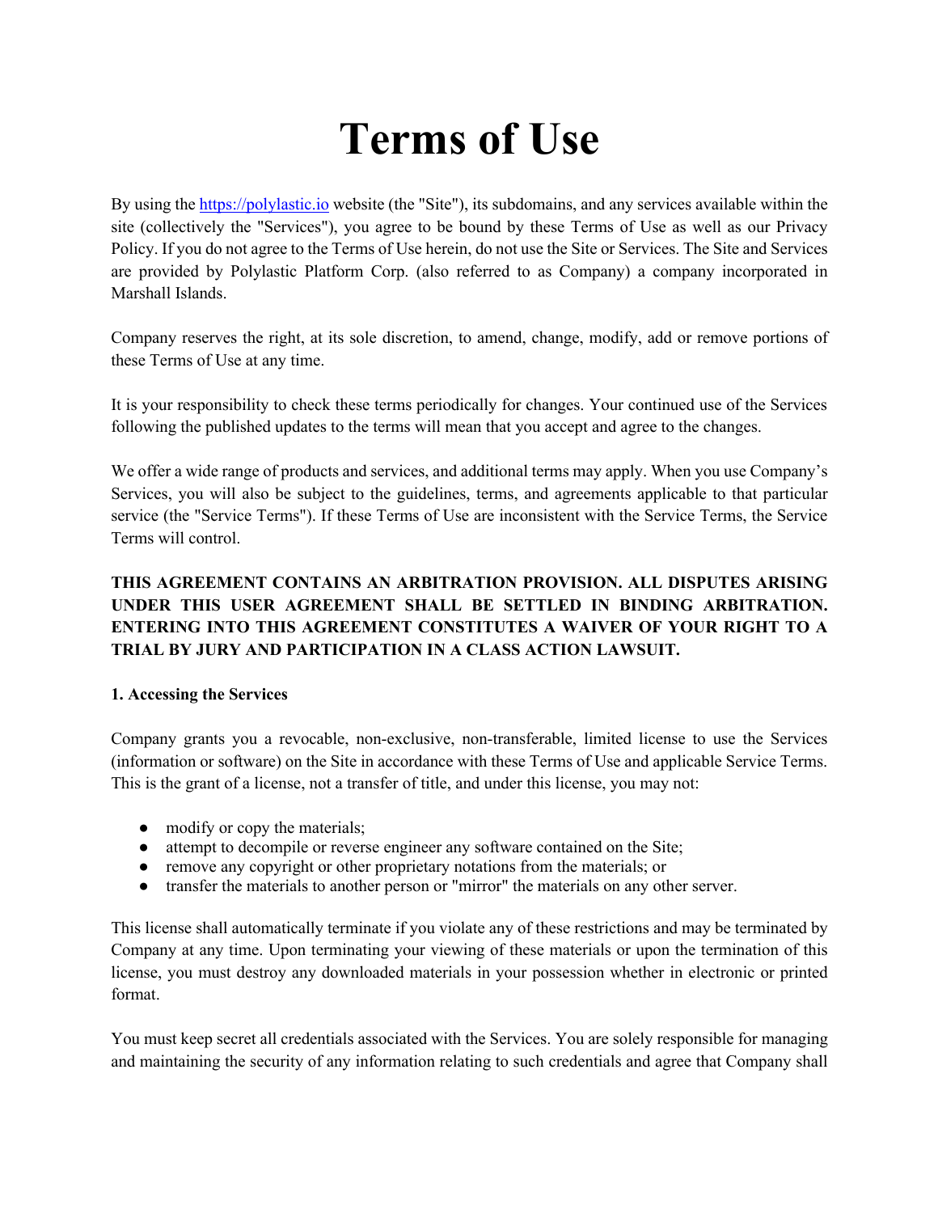# Terms of Use

By using the [https://polylastic.io](https://polylastic.io) website (the "Site"), its subdomains, and any services available within the site (collectively the "Services"), you agree to be bound by these Terms of Use as well as our Privacy Policy. If you do not agree to the Terms of Use herein, do not use the Site or Services. The Site and Services are provided by Polylastic Platform Corp. (also referred to as Company) a company incorporated in Marshall Islands.

Company reserves the right, at its sole discretion, to amend, change, modify, add or remove portions of these Terms of Use at any time.

It is your responsibility to check these terms periodically for changes. Your continued use of the Services following the published updates to the terms will mean that you accept and agree to the changes.

We offer a wide range of products and services, and additional terms may apply. When you use Company's Services, you will also be subject to the guidelines, terms, and agreements applicable to that particular service (the "Service Terms"). If these Terms of Use are inconsistent with the Service Terms, the Service Terms will control.

**THIS AGREEMENT CONTAINS AN ARBITRATION PROVISION. ALL DISPUTES ARISING UNDER THIS USER AGREEMENT SHALL BE SETTLED IN BINDING ARBITRATION. ENTERING INTO THIS AGREEMENT CONSTITUTES A WAIVER OF YOUR RIGHT TO A TRIAL BY JURY AND PARTICIPATION IN A CLASS ACTION LAWSUIT.**

**1. Accessing the Services**

Company grants you a revocable, non-exclusive, non-transferable, limited license to use the Services (information or software) on the Site in accordance with these Terms of Use and applicable Service Terms. This is the grant of a license, not a transfer of title, and under this license, you may not:

- modify or copy the materials;
- attempt to decompile or reverse engineer any software contained on the Site;
- remove any copyright or other proprietary notations from the materials; or
- transfer the materials to another person or "mirror" the materials on any other server.

This license shall automatically terminate if you violate any of these restrictions and may be terminated by Company at any time. Upon terminating your viewing of these materials or upon the termination of this license, you must destroy any downloaded materials in your possession whether in electronic or printed format.

You must keep secret all credentials associated with the Services. You are solely responsible for managing and maintaining the security of any information relating to such credentials and agree that Company shall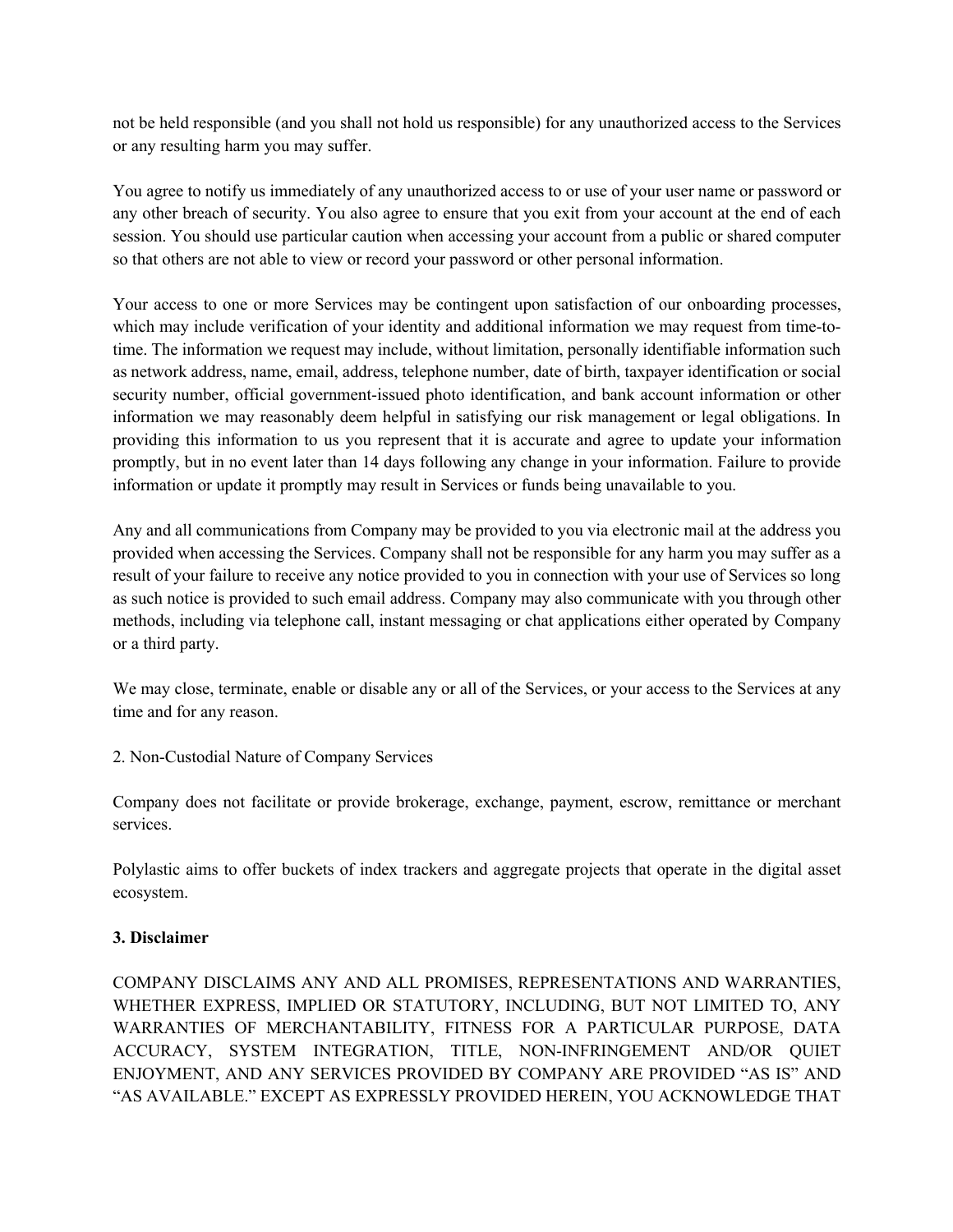not be held responsible (and you shall not hold us responsible) for any unauthorized access to the Services or any resulting harm you may suffer.

You agree to notify us immediately of any unauthorized access to or use of your user name or password or any other breach of security. You also agree to ensure that you exit from your account at the end of each session. You should use particular caution when accessing your account from a public or shared computer so that others are not able to view or record your password or other personal information.

Your access to one or more Services may be contingent upon satisfaction of our onboarding processes, which may include verification of your identity and additional information we may request from time-to-time. The information we request may include, without limitation, personally identifiable information such as network address, name, email, address, telephone number, date of birth, taxpayer identification or social security number, official government-issued photo identification, and bank account information or other information we may reasonably deem helpful in satisfying our risk management or legal obligations. In providing this information to us you represent that it is accurate and agree to update your information promptly, but in no event later than 14 days following any change in your information. Failure to provide information or update it promptly may result in Services or funds being unavailable to you.

Any and all communications from Company may be provided to you via electronic mail at the address you provided when accessing the Services. Company shall not be responsible for any harm you may suffer as a result of your failure to receive any notice provided to you in connection with your use of Services so long as such notice is provided to such email address. Company may also communicate with you through other methods, including via telephone call, instant messaging or chat applications either operated by Company or a third party.

We may close, terminate, enable or disable any or all of the Services, or your access to the Services at any time and for any reason.

2. Non-Custodial Nature of Company Services

Company does not facilitate or provide brokerage, exchange, payment, escrow, remittance or merchant services.

Polylastic aims to offer buckets of index trackers and aggregate projects that operate in the digital asset ecosystem.

**3. Disclaimer**

COMPANY DISCLAIMS ANY AND ALL PROMISES, REPRESENTATIONS AND WARRANTIES, WHETHER EXPRESS, IMPLIED OR STATUTORY, INCLUDING, BUT NOT LIMITED TO, ANY WARRANTIES OF MERCHANTABILITY, FITNESS FOR A PARTICULAR PURPOSE, DATA ACCURACY, SYSTEM INTEGRATION, TITLE, NON-INFRINGEMENT AND/OR QUIET ENJOYMENT, AND ANY SERVICES PROVIDED BY COMPANY ARE PROVIDED "AS IS" AND "AS AVAILABLE." EXCEPT AS EXPRESSLY PROVIDED HEREIN, YOU ACKNOWLEDGE THAT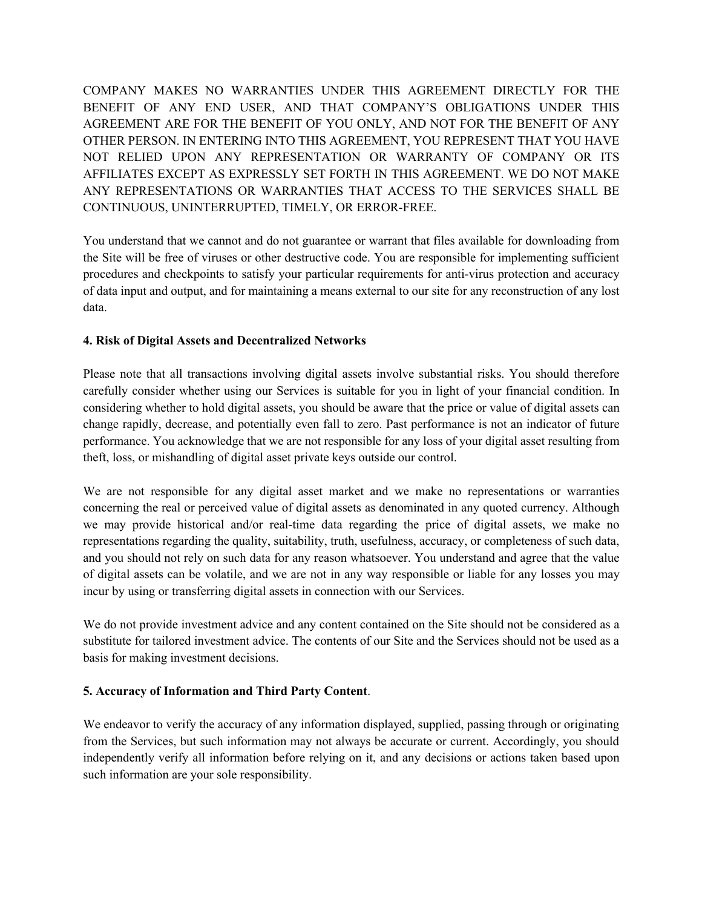COMPANY MAKES NO WARRANTIES UNDER THIS AGREEMENT DIRECTLY FOR THE BENEFIT OF ANY END USER, AND THAT COMPANY'S OBLIGATIONS UNDER THIS AGREEMENT ARE FOR THE BENEFIT OF YOU ONLY, AND NOT FOR THE BENEFIT OF ANY OTHER PERSON. IN ENTERING INTO THIS AGREEMENT, YOU REPRESENT THAT YOU HAVE NOT RELIED UPON ANY REPRESENTATION OR WARRANTY OF COMPANY OR ITS AFFILIATES EXCEPT AS EXPRESSLY SET FORTH IN THIS AGREEMENT. WE DO NOT MAKE ANY REPRESENTATIONS OR WARRANTIES THAT ACCESS TO THE SERVICES SHALL BE CONTINUOUS, UNINTERRUPTED, TIMELY, OR ERROR-FREE.

You understand that we cannot and do not guarantee or warrant that files available for downloading from the Site will be free of viruses or other destructive code. You are responsible for implementing sufficient procedures and checkpoints to satisfy your particular requirements for anti-virus protection and accuracy of data input and output, and for maintaining a means external to our site for any reconstruction of any lost data.

**4. Risk of Digital Assets and Decentralized Networks**

Please note that all transactions involving digital assets involve substantial risks. You should therefore carefully consider whether using our Services is suitable for you in light of your financial condition. In considering whether to hold digital assets, you should be aware that the price or value of digital assets can change rapidly, decrease, and potentially even fall to zero. Past performance is not an indicator of future performance. You acknowledge that we are not responsible for any loss of your digital asset resulting from theft, loss, or mishandling of digital asset private keys outside our control.

We are not responsible for any digital asset market and we make no representations or warranties concerning the real or perceived value of digital assets as denominated in any quoted currency. Although we may provide historical and/or real-time data regarding the price of digital assets, we make no representations regarding the quality, suitability, truth, usefulness, accuracy, or completeness of such data, and you should not rely on such data for any reason whatsoever. You understand and agree that the value of digital assets can be volatile, and we are not in any way responsible or liable for any losses you may incur by using or transferring digital assets in connection with our Services.

We do not provide investment advice and any content contained on the Site should not be considered as a substitute for tailored investment advice. The contents of our Site and the Services should not be used as a basis for making investment decisions.

**5. Accuracy of Information and Third Party Content**.

We endeavor to verify the accuracy of any information displayed, supplied, passing through or originating from the Services, but such information may not always be accurate or current. Accordingly, you should independently verify all information before relying on it, and any decisions or actions taken based upon such information are your sole responsibility.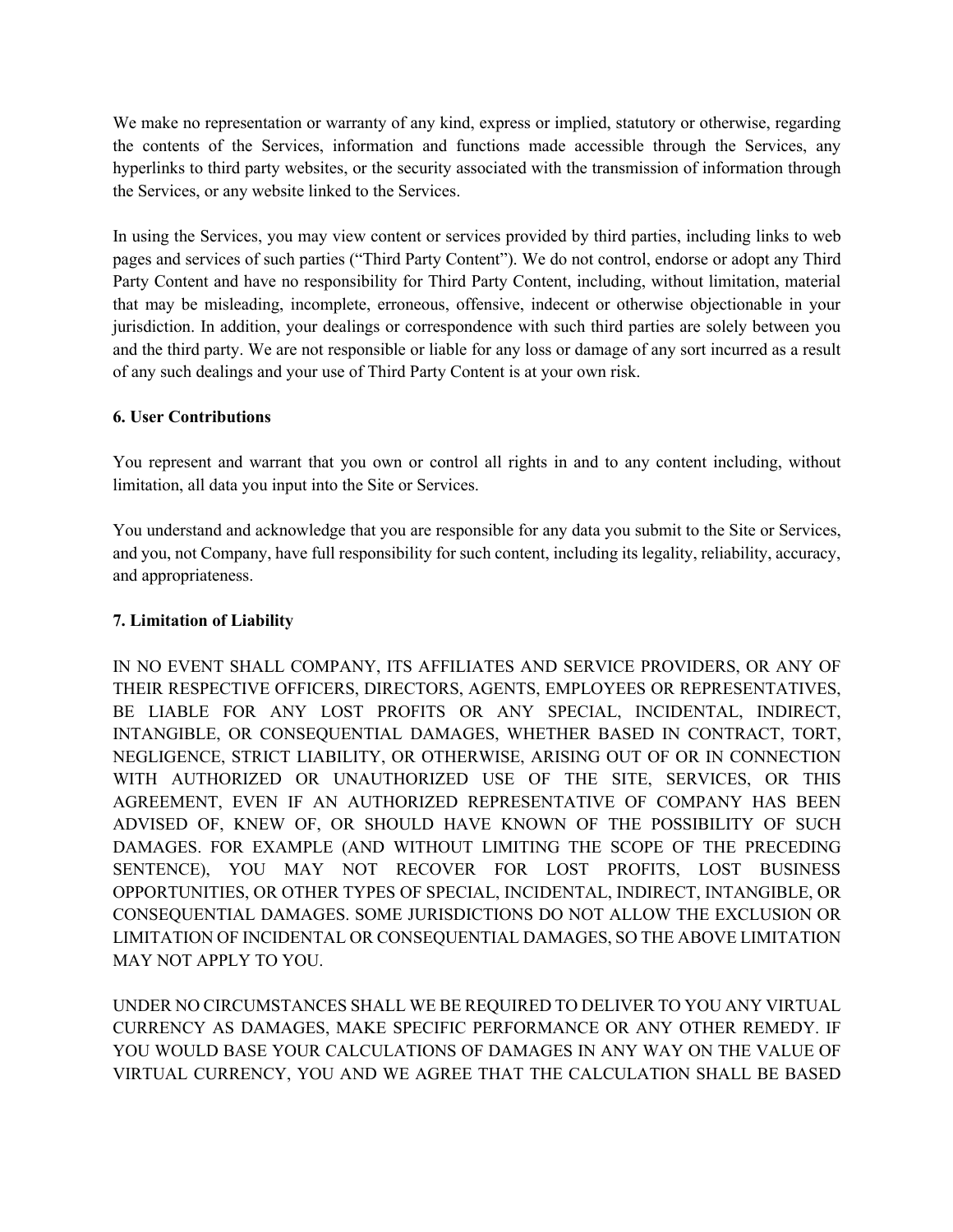We make no representation or warranty of any kind, express or implied, statutory or otherwise, regarding the contents of the Services, information and functions made accessible through the Services, any hyperlinks to third party websites, or the security associated with the transmission of information through the Services, or any website linked to the Services.

In using the Services, you may view content or services provided by third parties, including links to web pages and services of such parties ("Third Party Content"). We do not control, endorse or adopt any Third Party Content and have no responsibility for Third Party Content, including, without limitation, material that may be misleading, incomplete, erroneous, offensive, indecent or otherwise objectionable in your jurisdiction. In addition, your dealings or correspondence with such third parties are solely between you and the third party. We are not responsible or liable for any loss or damage of any sort incurred as a result of any such dealings and your use of Third Party Content is at your own risk.

**6. User Contributions**

You represent and warrant that you own or control all rights in and to any content including, without limitation, all data you input into the Site or Services.

You understand and acknowledge that you are responsible for any data you submit to the Site or Services, and you, not Company, have full responsibility for such content, including its legality, reliability, accuracy, and appropriateness.

**7. Limitation of Liability**

IN NO EVENT SHALL COMPANY, ITS AFFILIATES AND SERVICE PROVIDERS, OR ANY OF THEIR RESPECTIVE OFFICERS, DIRECTORS, AGENTS, EMPLOYEES OR REPRESENTATIVES, BE LIABLE FOR ANY LOST PROFITS OR ANY SPECIAL, INCIDENTAL, INDIRECT, INTANGIBLE, OR CONSEQUENTIAL DAMAGES, WHETHER BASED IN CONTRACT, TORT, NEGLIGENCE, STRICT LIABILITY, OR OTHERWISE, ARISING OUT OF OR IN CONNECTION WITH AUTHORIZED OR UNAUTHORIZED USE OF THE SITE, SERVICES, OR THIS AGREEMENT, EVEN IF AN AUTHORIZED REPRESENTATIVE OF COMPANY HAS BEEN ADVISED OF, KNEW OF, OR SHOULD HAVE KNOWN OF THE POSSIBILITY OF SUCH DAMAGES. FOR EXAMPLE (AND WITHOUT LIMITING THE SCOPE OF THE PRECEDING SENTENCE), YOU MAY NOT RECOVER FOR LOST PROFITS, LOST BUSINESS OPPORTUNITIES, OR OTHER TYPES OF SPECIAL, INCIDENTAL, INDIRECT, INTANGIBLE, OR CONSEQUENTIAL DAMAGES. SOME JURISDICTIONS DO NOT ALLOW THE EXCLUSION OR LIMITATION OF INCIDENTAL OR CONSEQUENTIAL DAMAGES, SO THE ABOVE LIMITATION MAY NOT APPLY TO YOU.

UNDER NO CIRCUMSTANCES SHALL WE BE REQUIRED TO DELIVER TO YOU ANY VIRTUAL CURRENCY AS DAMAGES, MAKE SPECIFIC PERFORMANCE OR ANY OTHER REMEDY. IF YOU WOULD BASE YOUR CALCULATIONS OF DAMAGES IN ANY WAY ON THE VALUE OF VIRTUAL CURRENCY, YOU AND WE AGREE THAT THE CALCULATION SHALL BE BASED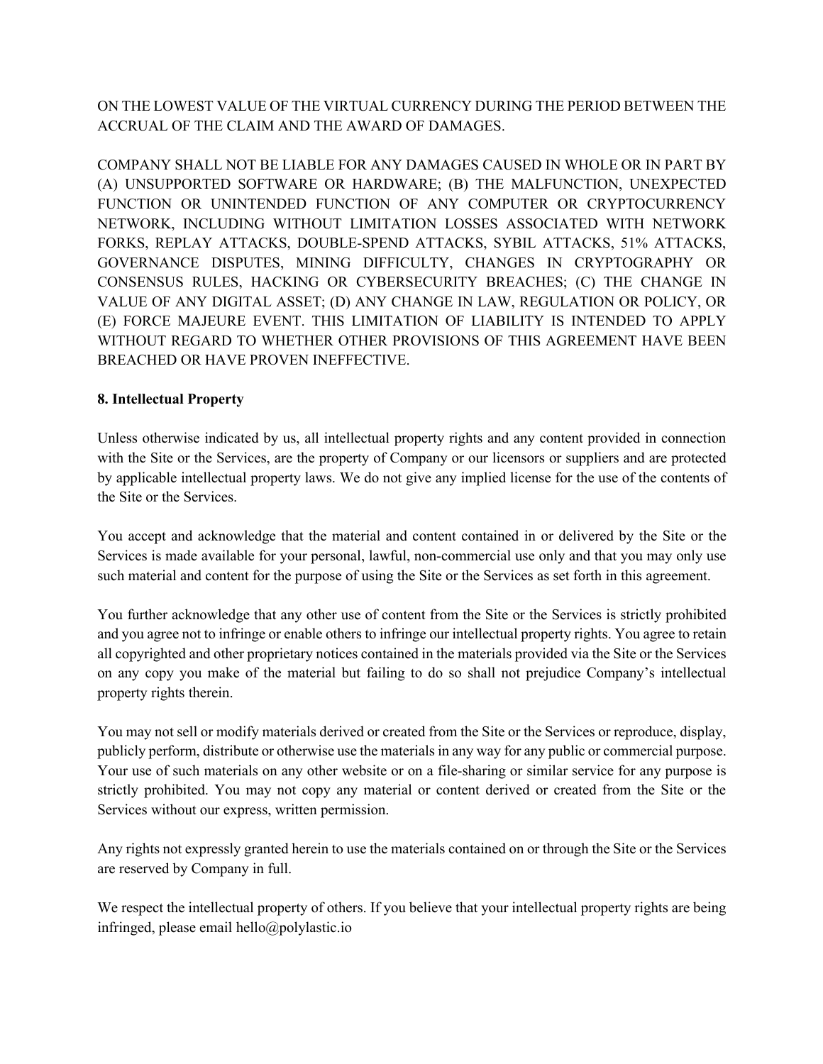ON THE LOWEST VALUE OF THE VIRTUAL CURRENCY DURING THE PERIOD BETWEEN THE ACCRUAL OF THE CLAIM AND THE AWARD OF DAMAGES.

COMPANY SHALL NOT BE LIABLE FOR ANY DAMAGES CAUSED IN WHOLE OR IN PART BY (A) UNSUPPORTED SOFTWARE OR HARDWARE; (B) THE MALFUNCTION, UNEXPECTED FUNCTION OR UNINTENDED FUNCTION OF ANY COMPUTER OR CRYPTOCURRENCY NETWORK, INCLUDING WITHOUT LIMITATION LOSSES ASSOCIATED WITH NETWORK FORKS, REPLAY ATTACKS, DOUBLE-SPEND ATTACKS, SYBIL ATTACKS, 51% ATTACKS, GOVERNANCE DISPUTES, MINING DIFFICULTY, CHANGES IN CRYPTOGRAPHY OR CONSENSUS RULES, HACKING OR CYBERSECURITY BREACHES; (C) THE CHANGE IN VALUE OF ANY DIGITAL ASSET; (D) ANY CHANGE IN LAW, REGULATION OR POLICY, OR (E) FORCE MAJEURE EVENT. THIS LIMITATION OF LIABILITY IS INTENDED TO APPLY WITHOUT REGARD TO WHETHER OTHER PROVISIONS OF THIS AGREEMENT HAVE BEEN BREACHED OR HAVE PROVEN INEFFECTIVE.

**8. Intellectual Property**

Unless otherwise indicated by us, all intellectual property rights and any content provided in connection with the Site or the Services, are the property of Company or our licensors or suppliers and are protected by applicable intellectual property laws. We do not give any implied license for the use of the contents of the Site or the Services.

You accept and acknowledge that the material and content contained in or delivered by the Site or the Services is made available for your personal, lawful, non-commercial use only and that you may only use such material and content for the purpose of using the Site or the Services as set forth in this agreement.

You further acknowledge that any other use of content from the Site or the Services is strictly prohibited and you agree not to infringe or enable others to infringe our intellectual property rights. You agree to retain all copyrighted and other proprietary notices contained in the materials provided via the Site or the Services on any copy you make of the material but failing to do so shall not prejudice Company's intellectual property rights therein.

You may not sell or modify materials derived or created from the Site or the Services or reproduce, display, publicly perform, distribute or otherwise use the materials in any way for any public or commercial purpose. Your use of such materials on any other website or on a file-sharing or similar service for any purpose is strictly prohibited. You may not copy any material or content derived or created from the Site or the Services without our express, written permission.

Any rights not expressly granted herein to use the materials contained on or through the Site or the Services are reserved by Company in full.

We respect the intellectual property of others. If you believe that your intellectual property rights are being infringed, please email hello@polylastic.io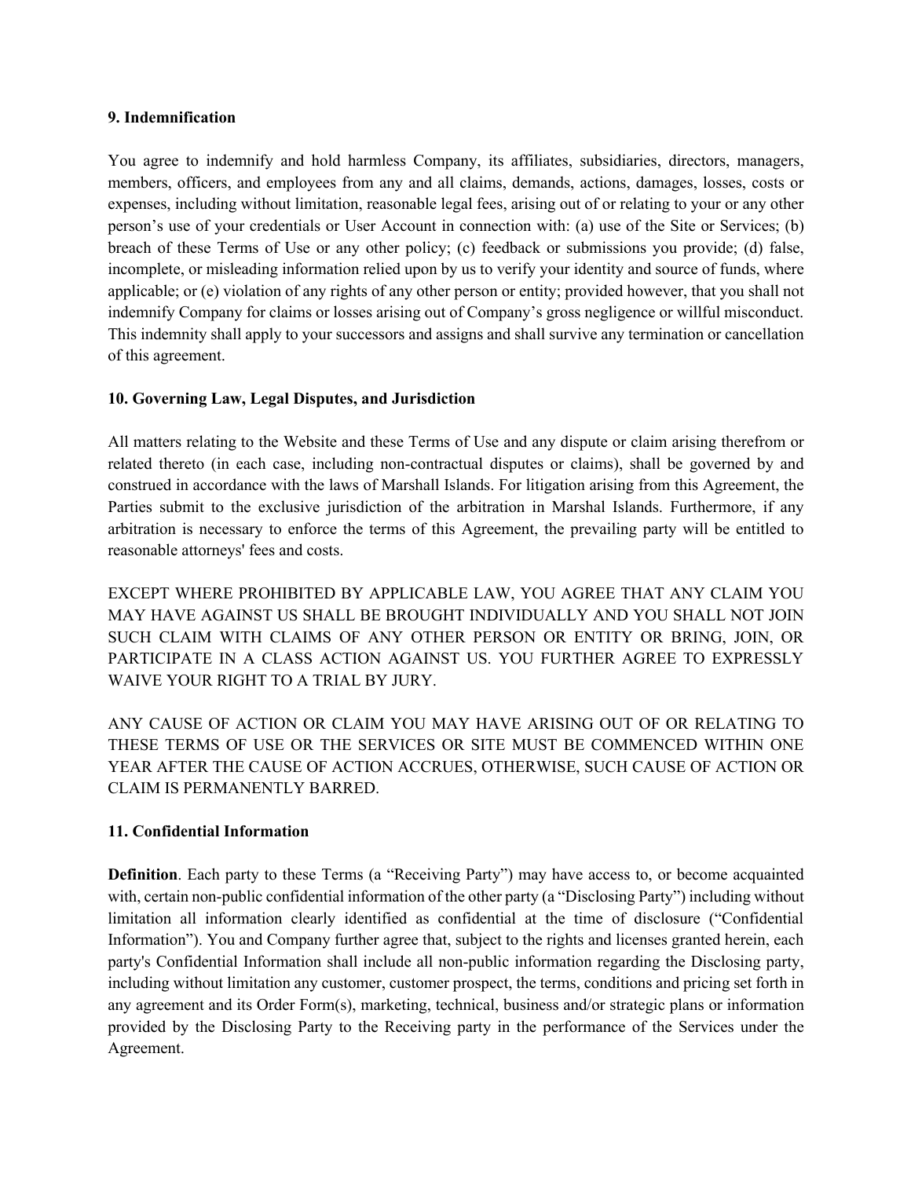**9. Indemnification**

You agree to indemnify and hold harmless Company, its affiliates, subsidiaries, directors, managers, members, officers, and employees from any and all claims, demands, actions, damages, losses, costs or expenses, including without limitation, reasonable legal fees, arising out of or relating to your or any other person's use of your credentials or User Account in connection with: (a) use of the Site or Services; (b) breach of these Terms of Use or any other policy; (c) feedback or submissions you provide; (d) false, incomplete, or misleading information relied upon by us to verify your identity and source of funds, where applicable; or (e) violation of any rights of any other person or entity; provided however, that you shall not indemnify Company for claims or losses arising out of Company's gross negligence or willful misconduct. This indemnity shall apply to your successors and assigns and shall survive any termination or cancellation of this agreement.

**10. Governing Law, Legal Disputes, and Jurisdiction**

All matters relating to the Website and these Terms of Use and any dispute or claim arising therefrom or related thereto (in each case, including non-contractual disputes or claims), shall be governed by and construed in accordance with the laws of Marshall Islands. For litigation arising from this Agreement, the Parties submit to the exclusive jurisdiction of the arbitration in Marshal Islands. Furthermore, if any arbitration is necessary to enforce the terms of this Agreement, the prevailing party will be entitled to reasonable attorneys' fees and costs.

EXCEPT WHERE PROHIBITED BY APPLICABLE LAW, YOU AGREE THAT ANY CLAIM YOU MAY HAVE AGAINST US SHALL BE BROUGHT INDIVIDUALLY AND YOU SHALL NOT JOIN SUCH CLAIM WITH CLAIMS OF ANY OTHER PERSON OR ENTITY OR BRING, JOIN, OR PARTICIPATE IN A CLASS ACTION AGAINST US. YOU FURTHER AGREE TO EXPRESSLY WAIVE YOUR RIGHT TO A TRIAL BY JURY.

ANY CAUSE OF ACTION OR CLAIM YOU MAY HAVE ARISING OUT OF OR RELATING TO THESE TERMS OF USE OR THE SERVICES OR SITE MUST BE COMMENCED WITHIN ONE YEAR AFTER THE CAUSE OF ACTION ACCRUES, OTHERWISE, SUCH CAUSE OF ACTION OR CLAIM IS PERMANENTLY BARRED.

**11. Confidential Information**

**Definition**. Each party to these Terms (a "Receiving Party") may have access to, or become acquainted with, certain non-public confidential information of the other party (a "Disclosing Party") including without limitation all information clearly identified as confidential at the time of disclosure ("Confidential Information"). You and Company further agree that, subject to the rights and licenses granted herein, each party's Confidential Information shall include all non-public information regarding the Disclosing party, including without limitation any customer, customer prospect, the terms, conditions and pricing set forth in any agreement and its Order Form(s), marketing, technical, business and/or strategic plans or information provided by the Disclosing Party to the Receiving party in the performance of the Services under the Agreement.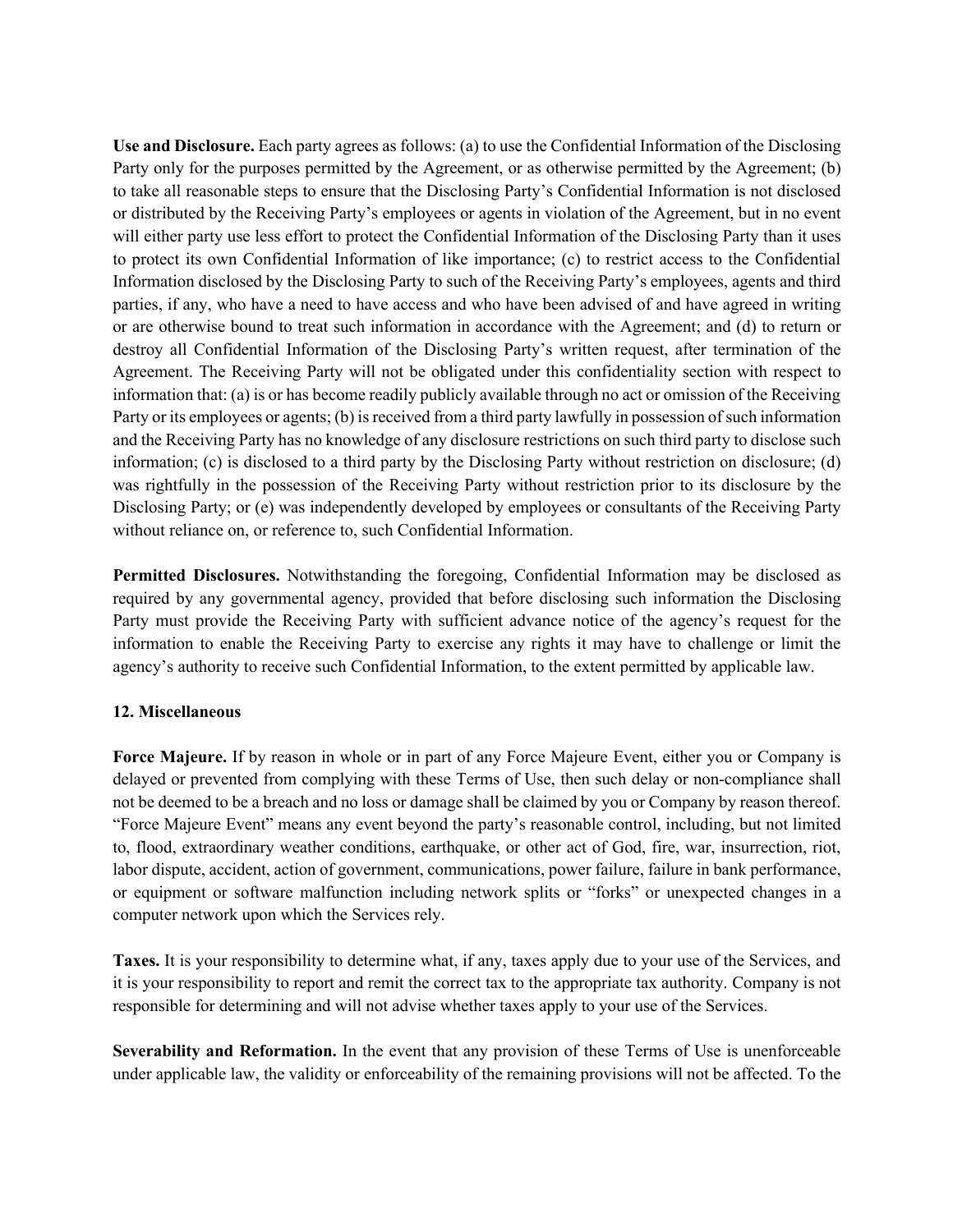**Use and Disclosure.** Each party agrees as follows: (a) to use the Confidential Information of the Disclosing Party only for the purposes permitted by the Agreement, or as otherwise permitted by the Agreement; (b) to take all reasonable steps to ensure that the Disclosing Party's Confidential Information is not disclosed or distributed by the Receiving Party's employees or agents in violation of the Agreement, but in no event will either party use less effort to protect the Confidential Information of the Disclosing Party than it uses to protect its own Confidential Information of like importance; (c) to restrict access to the Confidential Information disclosed by the Disclosing Party to such of the Receiving Party's employees, agents and third parties, if any, who have a need to have access and who have been advised of and have agreed in writing or are otherwise bound to treat such information in accordance with the Agreement; and (d) to return or destroy all Confidential Information of the Disclosing Party's written request, after termination of the Agreement. The Receiving Party will not be obligated under this confidentiality section with respect to information that: (a) is or has become readily publicly available through no act or omission of the Receiving Party or its employees or agents; (b) is received from a third party lawfully in possession of such information and the Receiving Party has no knowledge of any disclosure restrictions on such third party to disclose such information; (c) is disclosed to a third party by the Disclosing Party without restriction on disclosure; (d) was rightfully in the possession of the Receiving Party without restriction prior to its disclosure by the Disclosing Party; or (e) was independently developed by employees or consultants of the Receiving Party without reliance on, or reference to, such Confidential Information.

**Permitted Disclosures.** Notwithstanding the foregoing, Confidential Information may be disclosed as required by any governmental agency, provided that before disclosing such information the Disclosing Party must provide the Receiving Party with sufficient advance notice of the agency's request for the information to enable the Receiving Party to exercise any rights it may have to challenge or limit the agency's authority to receive such Confidential Information, to the extent permitted by applicable law.

**12. Miscellaneous**

**Force Majeure.** If by reason in whole or in part of any Force Majeure Event, either you or Company is delayed or prevented from complying with these Terms of Use, then such delay or non-compliance shall not be deemed to be a breach and no loss or damage shall be claimed by you or Company by reason thereof. "Force Majeure Event" means any event beyond the party's reasonable control, including, but not limited to, flood, extraordinary weather conditions, earthquake, or other act of God, fire, war, insurrection, riot, labor dispute, accident, action of government, communications, power failure, failure in bank performance, or equipment or software malfunction including network splits or "forks" or unexpected changes in a computer network upon which the Services rely.

**Taxes.** It is your responsibility to determine what, if any, taxes apply due to your use of the Services, and it is your responsibility to report and remit the correct tax to the appropriate tax authority. Company is not responsible for determining and will not advise whether taxes apply to your use of the Services.

**Severability and Reformation.** In the event that any provision of these Terms of Use is unenforceable under applicable law, the validity or enforceability of the remaining provisions will not be affected. To the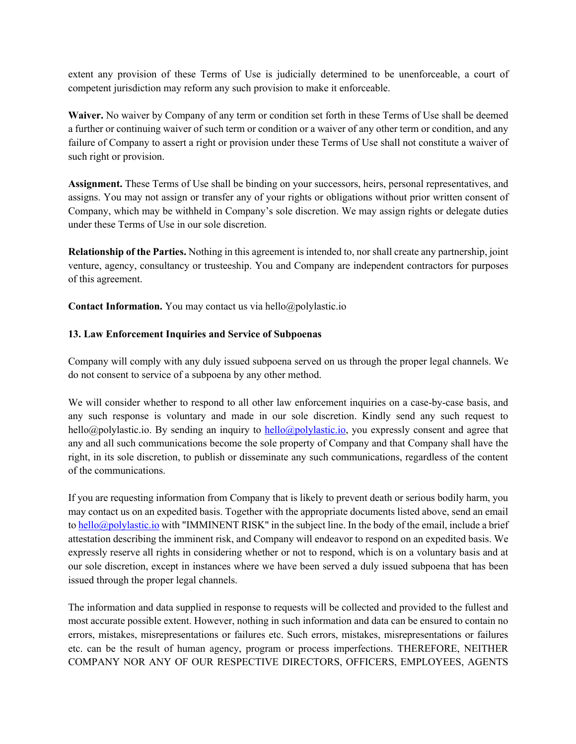extent any provision of these Terms of Use is judicially determined to be unenforceable, a court of competent jurisdiction may reform any such provision to make it enforceable.

**Waiver.** No waiver by Company of any term or condition set forth in these Terms of Use shall be deemed a further or continuing waiver of such term or condition or a waiver of any other term or condition, and any failure of Company to assert a right or provision under these Terms of Use shall not constitute a waiver of such right or provision.

**Assignment.** These Terms of Use shall be binding on your successors, heirs, personal representatives, and assigns. You may not assign or transfer any of your rights or obligations without prior written consent of Company, which may be withheld in Company's sole discretion. We may assign rights or delegate duties under these Terms of Use in our sole discretion.

**Relationship of the Parties.** Nothing in this agreement is intended to, nor shall create any partnership, joint venture, agency, consultancy or trusteeship. You and Company are independent contractors for purposes of this agreement.

**Contact Information.** You may contact us via hello@polylastic.io

**13. Law Enforcement Inquiries and Service of Subpoenas**

Company will comply with any duly issued subpoena served on us through the proper legal channels. We do not consent to service of a subpoena by any other method.

We will consider whether to respond to all other law enforcement inquiries on a case-by-case basis, and any such response is voluntary and made in our sole discretion. Kindly send any such request to hello@polylastic.io. By sending an inquiry to hello@polylastic.io, you expressly consent and agree that any and all such communications become the sole property of Company and that Company shall have the right, in its sole discretion, to publish or disseminate any such communications, regardless of the content of the communications.

If you are requesting information from Company that is likely to prevent death or serious bodily harm, you may contact us on an expedited basis. Together with the appropriate documents listed above, send an email to hello@polylastic.io with "IMMINENT RISK" in the subject line. In the body of the email, include a brief attestation describing the imminent risk, and Company will endeavor to respond on an expedited basis. We expressly reserve all rights in considering whether or not to respond, which is on a voluntary basis and at our sole discretion, except in instances where we have been served a duly issued subpoena that has been issued through the proper legal channels.

The information and data supplied in response to requests will be collected and provided to the fullest and most accurate possible extent. However, nothing in such information and data can be ensured to contain no errors, mistakes, misrepresentations or failures etc. Such errors, mistakes, misrepresentations or failures etc. can be the result of human agency, program or process imperfections. THEREFORE, NEITHER COMPANY NOR ANY OF OUR RESPECTIVE DIRECTORS, OFFICERS, EMPLOYEES, AGENTS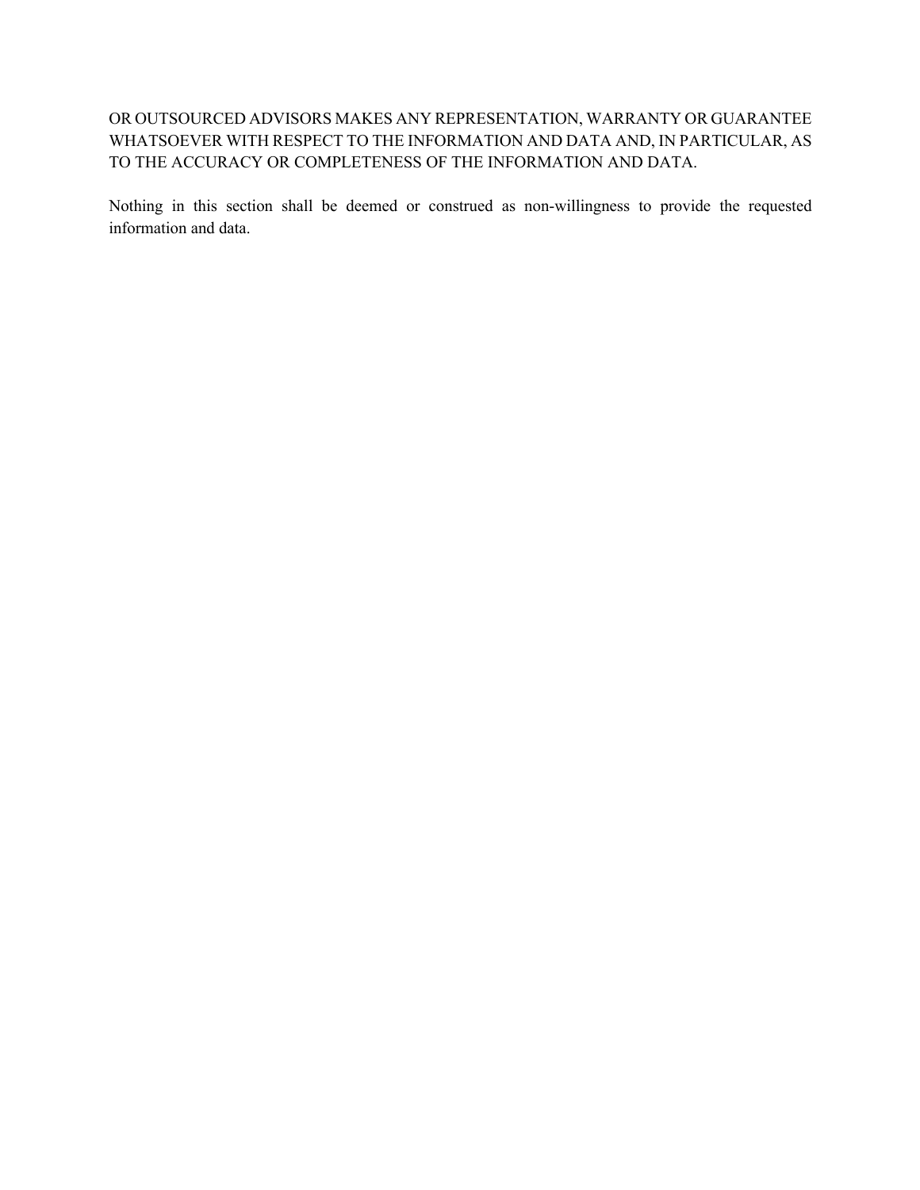OR OUTSOURCED ADVISORS MAKES ANY REPRESENTATION, WARRANTY OR GUARANTEE WHATSOEVER WITH RESPECT TO THE INFORMATION AND DATA AND, IN PARTICULAR, AS TO THE ACCURACY OR COMPLETENESS OF THE INFORMATION AND DATA.

Nothing in this section shall be deemed or construed as non-willingness to provide the requested information and data.